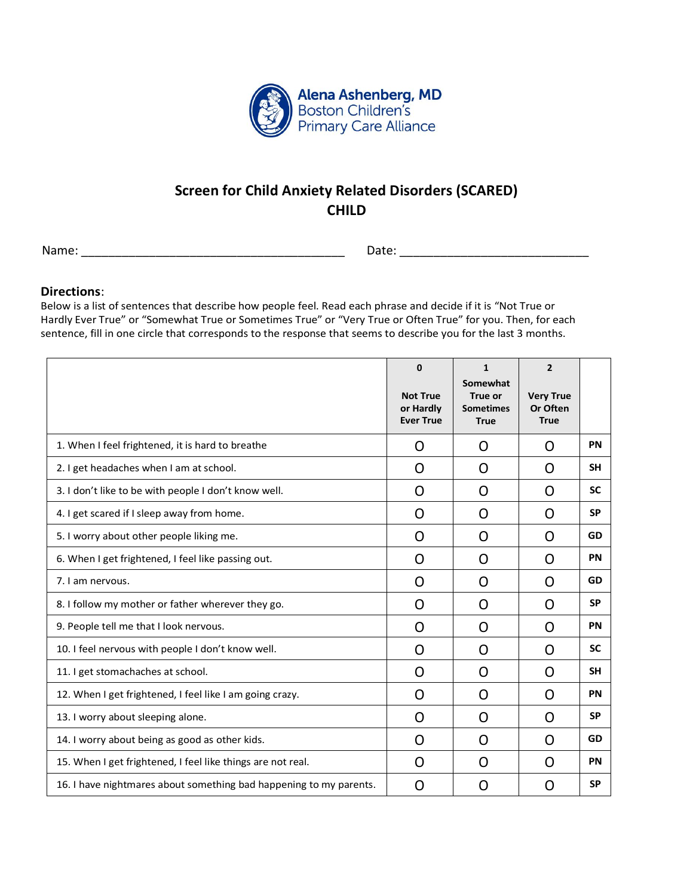**Alena Ashenberg, MD**
Boston Children's
Primary Care Alliance

## Screen for Child Anxiety Related Disorders (SCARED)
## CHILD

Name: ________________________________________ Date: ____________________________

**Directions**:
Below is a list of sentences that describe how people feel. Read each phrase and decide if it is "Not True or Hardly Ever True" or "Somewhat True or Sometimes True" or "Very True or Often True" for you. Then, for each sentence, fill in one circle that corresponds to the response that seems to describe you for the last 3 months.

| | 0<br>Not True or Hardly Ever True | 1<br>Somewhat True or Sometimes True | 2<br>Very True Or Often True | |
|---|---|---|---|---|
| 1. When I feel frightened, it is hard to breathe | O | O | O | PN |
| 2. I get headaches when I am at school. | O | O | O | SH |
| 3. I don't like to be with people I don't know well. | O | O | O | SC |
| 4. I get scared if I sleep away from home. | O | O | O | SP |
| 5. I worry about other people liking me. | O | O | O | GD |
| 6. When I get frightened, I feel like passing out. | O | O | O | PN |
| 7. I am nervous. | O | O | O | GD |
| 8. I follow my mother or father wherever they go. | O | O | O | SP |
| 9. People tell me that I look nervous. | O | O | O | PN |
| 10. I feel nervous with people I don't know well. | O | O | O | SC |
| 11. I get stomachaches at school. | O | O | O | SH |
| 12. When I get frightened, I feel like I am going crazy. | O | O | O | PN |
| 13. I worry about sleeping alone. | O | O | O | SP |
| 14. I worry about being as good as other kids. | O | O | O | GD |
| 15. When I get frightened, I feel like things are not real. | O | O | O | PN |
| 16. I have nightmares about something bad happening to my parents. | O | O | O | SP |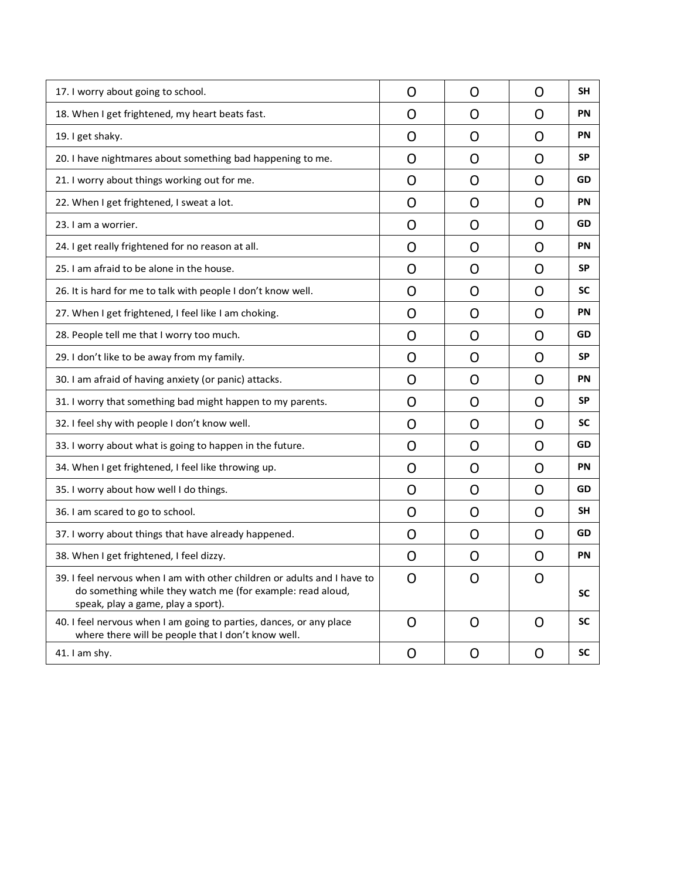| | | | | |
|---|---|---|---|---|
| 17. I worry about going to school. | O | O | O | **SH** |
| 18. When I get frightened, my heart beats fast. | O | O | O | **PN** |
| 19. I get shaky. | O | O | O | **PN** |
| 20. I have nightmares about something bad happening to me. | O | O | O | **SP** |
| 21. I worry about things working out for me. | O | O | O | **GD** |
| 22. When I get frightened, I sweat a lot. | O | O | O | **PN** |
| 23. I am a worrier. | O | O | O | **GD** |
| 24. I get really frightened for no reason at all. | O | O | O | **PN** |
| 25. I am afraid to be alone in the house. | O | O | O | **SP** |
| 26. It is hard for me to talk with people I don't know well. | O | O | O | **SC** |
| 27. When I get frightened, I feel like I am choking. | O | O | O | **PN** |
| 28. People tell me that I worry too much. | O | O | O | **GD** |
| 29. I don't like to be away from my family. | O | O | O | **SP** |
| 30. I am afraid of having anxiety (or panic) attacks. | O | O | O | **PN** |
| 31. I worry that something bad might happen to my parents. | O | O | O | **SP** |
| 32. I feel shy with people I don't know well. | O | O | O | **SC** |
| 33. I worry about what is going to happen in the future. | O | O | O | **GD** |
| 34. When I get frightened, I feel like throwing up. | O | O | O | **PN** |
| 35. I worry about how well I do things. | O | O | O | **GD** |
| 36. I am scared to go to school. | O | O | O | **SH** |
| 37. I worry about things that have already happened. | O | O | O | **GD** |
| 38. When I get frightened, I feel dizzy. | O | O | O | **PN** |
| 39. I feel nervous when I am with other children or adults and I have to do something while they watch me (for example: read aloud, speak, play a game, play a sport). | O | O | O | **SC** |
| 40. I feel nervous when I am going to parties, dances, or any place where there will be people that I don't know well. | O | O | O | **SC** |
| 41. I am shy. | O | O | O | **SC** |